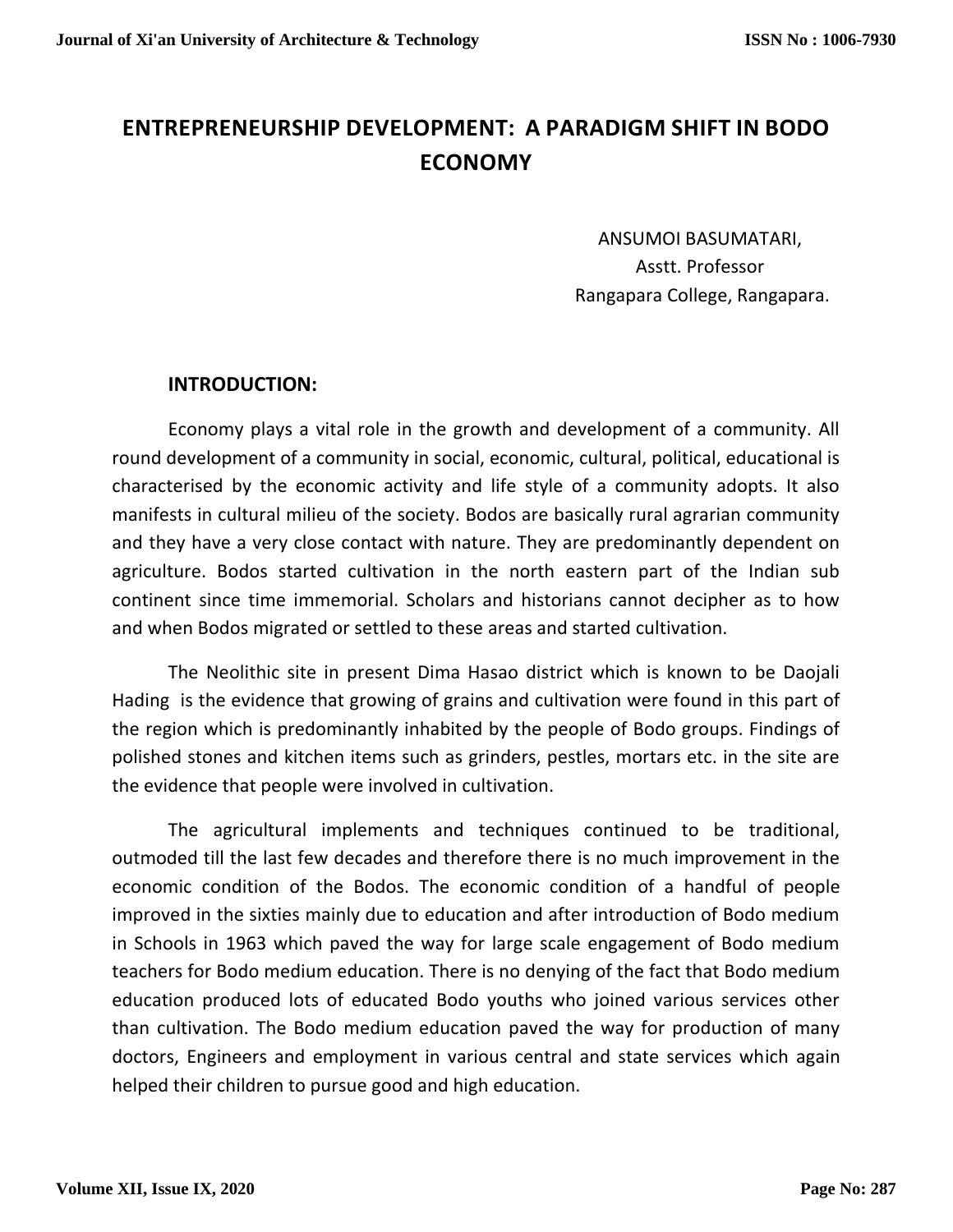# ENTREPRENEURSHIP DEVELOPMENT: A PARADIGM SHIFT IN BODO ECONOMY

ANSUMOI BASUMATARI,
Asstt. Professor
Rangapara College, Rangapara.

## INTRODUCTION:

Economy plays a vital role in the growth and development of a community. All round development of a community in social, economic, cultural, political, educational is characterised by the economic activity and life style of a community adopts. It also manifests in cultural milieu of the society. Bodos are basically rural agrarian community and they have a very close contact with nature. They are predominantly dependent on agriculture. Bodos started cultivation in the north eastern part of the Indian sub continent since time immemorial. Scholars and historians cannot decipher as to how and when Bodos migrated or settled to these areas and started cultivation.

The Neolithic site in present Dima Hasao district which is known to be Daojali Hading is the evidence that growing of grains and cultivation were found in this part of the region which is predominantly inhabited by the people of Bodo groups. Findings of polished stones and kitchen items such as grinders, pestles, mortars etc. in the site are the evidence that people were involved in cultivation.

The agricultural implements and techniques continued to be traditional, outmoded till the last few decades and therefore there is no much improvement in the economic condition of the Bodos. The economic condition of a handful of people improved in the sixties mainly due to education and after introduction of Bodo medium in Schools in 1963 which paved the way for large scale engagement of Bodo medium teachers for Bodo medium education. There is no denying of the fact that Bodo medium education produced lots of educated Bodo youths who joined various services other than cultivation. The Bodo medium education paved the way for production of many doctors, Engineers and employment in various central and state services which again helped their children to pursue good and high education.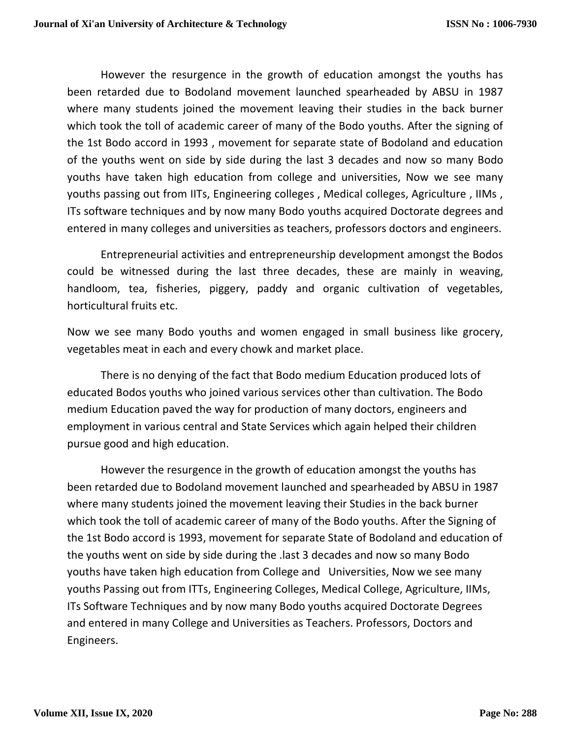However the resurgence in the growth of education amongst the youths has been retarded due to Bodoland movement launched spearheaded by ABSU in 1987 where many students joined the movement leaving their studies in the back burner which took the toll of academic career of many of the Bodo youths. After the signing of the 1st Bodo accord in 1993 , movement for separate state of Bodoland and education of the youths went on side by side during the last 3 decades and now so many Bodo youths have taken high education from college and universities, Now we see many youths passing out from IITs, Engineering colleges , Medical colleges, Agriculture , IIMs , ITs software techniques and by now many Bodo youths acquired Doctorate degrees and entered in many colleges and universities as teachers, professors doctors and engineers.

Entrepreneurial activities and entrepreneurship development amongst the Bodos could be witnessed during the last three decades, these are mainly in weaving, handloom, tea, fisheries, piggery, paddy and organic cultivation of vegetables, horticultural fruits etc.

Now we see many Bodo youths and women engaged in small business like grocery, vegetables meat in each and every chowk and market place.

There is no denying of the fact that Bodo medium Education produced lots of educated Bodos youths who joined various services other than cultivation. The Bodo medium Education paved the way for production of many doctors, engineers and employment in various central and State Services which again helped their children pursue good and high education.

However the resurgence in the growth of education amongst the youths has been retarded due to Bodoland movement launched and spearheaded by ABSU in 1987 where many students joined the movement leaving their Studies in the back burner which took the toll of academic career of many of the Bodo youths. After the Signing of the 1st Bodo accord is 1993, movement for separate State of Bodoland and education of the youths went on side by side during the .last 3 decades and now so many Bodo youths have taken high education from College and Universities, Now we see many youths Passing out from ITTs, Engineering Colleges, Medical College, Agriculture, IIMs, ITs Software Techniques and by now many Bodo youths acquired Doctorate Degrees and entered in many College and Universities as Teachers. Professors, Doctors and Engineers.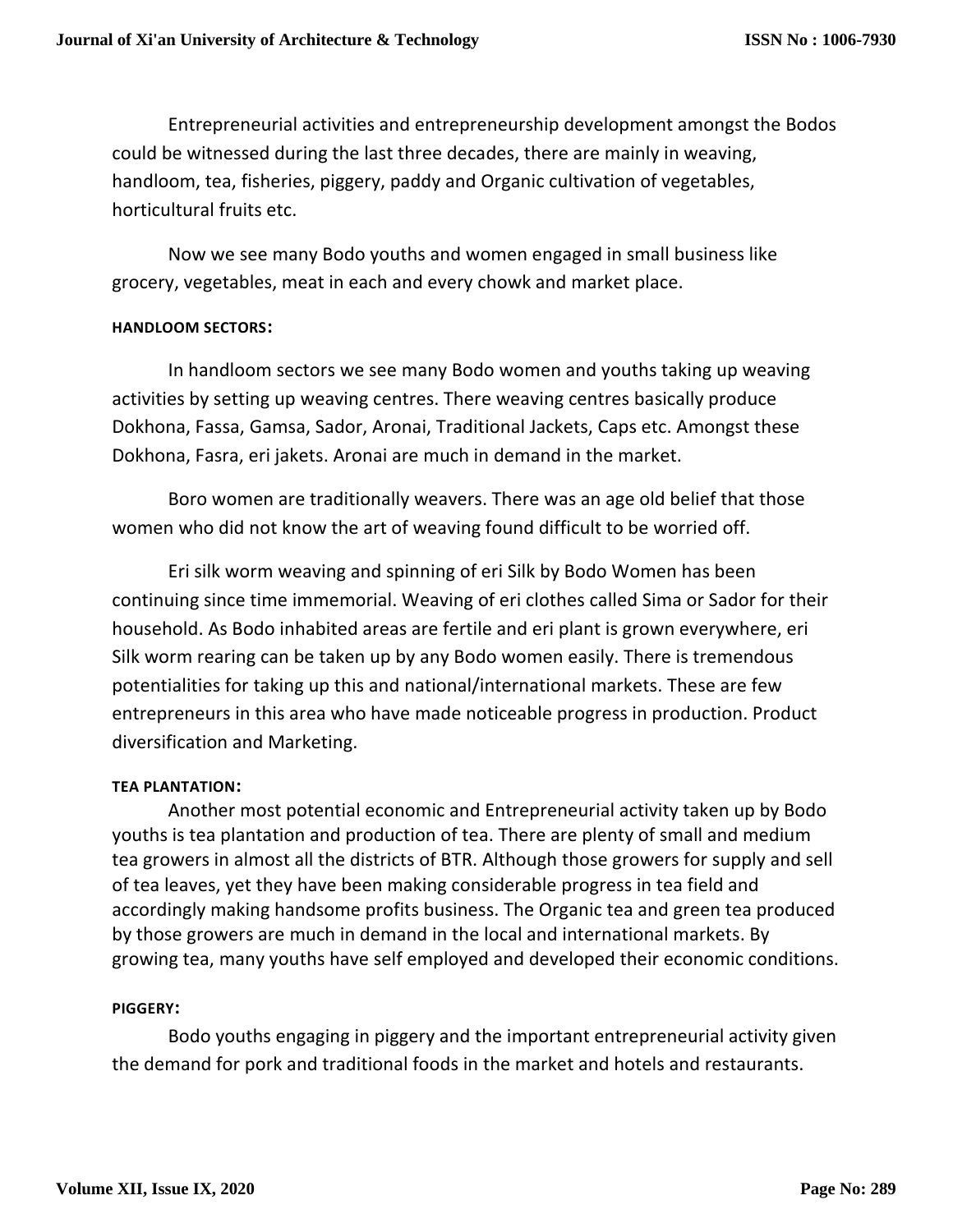Entrepreneurial activities and entrepreneurship development amongst the Bodos could be witnessed during the last three decades, there are mainly in weaving, handloom, tea, fisheries, piggery, paddy and Organic cultivation of vegetables, horticultural fruits etc.

Now we see many Bodo youths and women engaged in small business like grocery, vegetables, meat in each and every chowk and market place.

**HANDLOOM SECTORS:**

In handloom sectors we see many Bodo women and youths taking up weaving activities by setting up weaving centres. There weaving centres basically produce Dokhona, Fassa, Gamsa, Sador, Aronai, Traditional Jackets, Caps etc. Amongst these Dokhona, Fasra, eri jakets. Aronai are much in demand in the market.

Boro women are traditionally weavers. There was an age old belief that those women who did not know the art of weaving found difficult to be worried off.

Eri silk worm weaving and spinning of eri Silk by Bodo Women has been continuing since time immemorial. Weaving of eri clothes called Sima or Sador for their household. As Bodo inhabited areas are fertile and eri plant is grown everywhere, eri Silk worm rearing can be taken up by any Bodo women easily. There is tremendous potentialities for taking up this and national/international markets. These are few entrepreneurs in this area who have made noticeable progress in production. Product diversification and Marketing.

**TEA PLANTATION:**

Another most potential economic and Entrepreneurial activity taken up by Bodo youths is tea plantation and production of tea. There are plenty of small and medium tea growers in almost all the districts of BTR. Although those growers for supply and sell of tea leaves, yet they have been making considerable progress in tea field and accordingly making handsome profits business. The Organic tea and green tea produced by those growers are much in demand in the local and international markets. By growing tea, many youths have self employed and developed their economic conditions.

**PIGGERY:**

Bodo youths engaging in piggery and the important entrepreneurial activity given the demand for pork and traditional foods in the market and hotels and restaurants.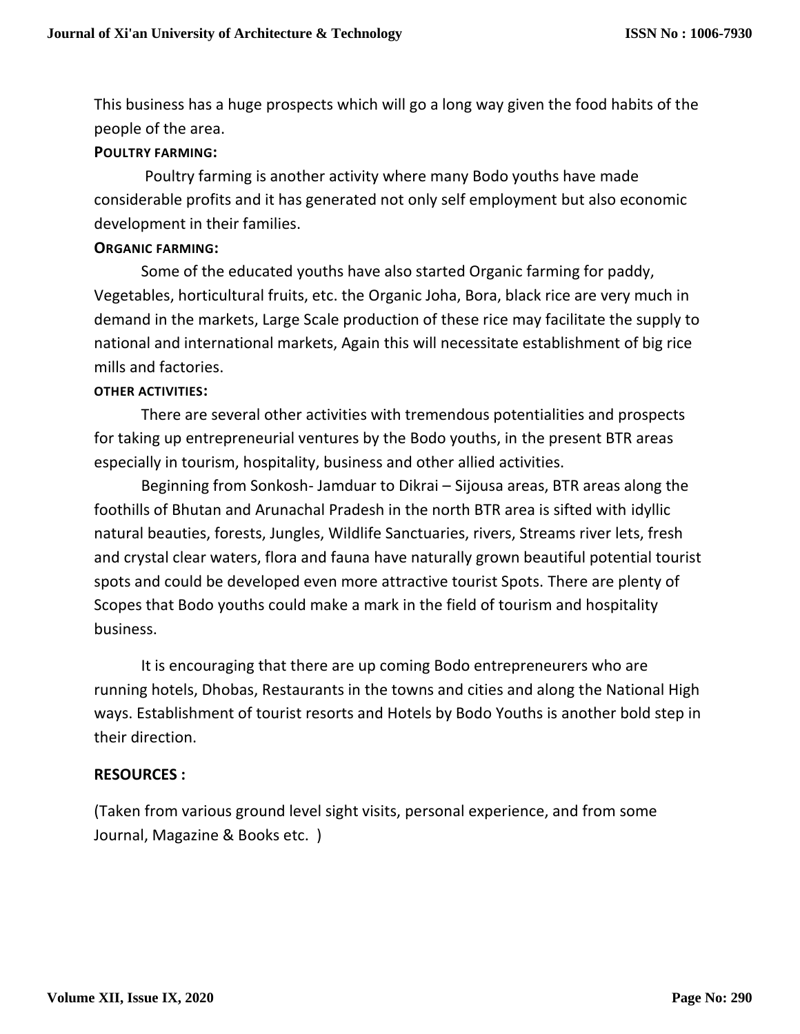This business has a huge prospects which will go a long way given the food habits of the people of the area.

**POULTRY FARMING:**

Poultry farming is another activity where many Bodo youths have made considerable profits and it has generated not only self employment but also economic development in their families.

**ORGANIC FARMING:**

Some of the educated youths have also started Organic farming for paddy, Vegetables, horticultural fruits, etc. the Organic Joha, Bora, black rice are very much in demand in the markets, Large Scale production of these rice may facilitate the supply to national and international markets, Again this will necessitate establishment of big rice mills and factories.

**OTHER ACTIVITIES:**

There are several other activities with tremendous potentialities and prospects for taking up entrepreneurial ventures by the Bodo youths, in the present BTR areas especially in tourism, hospitality, business and other allied activities.

Beginning from Sonkosh- Jamduar to Dikrai – Sijousa areas, BTR areas along the foothills of Bhutan and Arunachal Pradesh in the north BTR area is sifted with idyllic natural beauties, forests, Jungles, Wildlife Sanctuaries, rivers, Streams river lets, fresh and crystal clear waters, flora and fauna have naturally grown beautiful potential tourist spots and could be developed even more attractive tourist Spots. There are plenty of Scopes that Bodo youths could make a mark in the field of tourism and hospitality business.

It is encouraging that there are up coming Bodo entrepreneurers who are running hotels, Dhobas, Restaurants in the towns and cities and along the National High ways. Establishment of tourist resorts and Hotels by Bodo Youths is another bold step in their direction.

## RESOURCES :

(Taken from various ground level sight visits, personal experience, and from some Journal, Magazine & Books etc. )